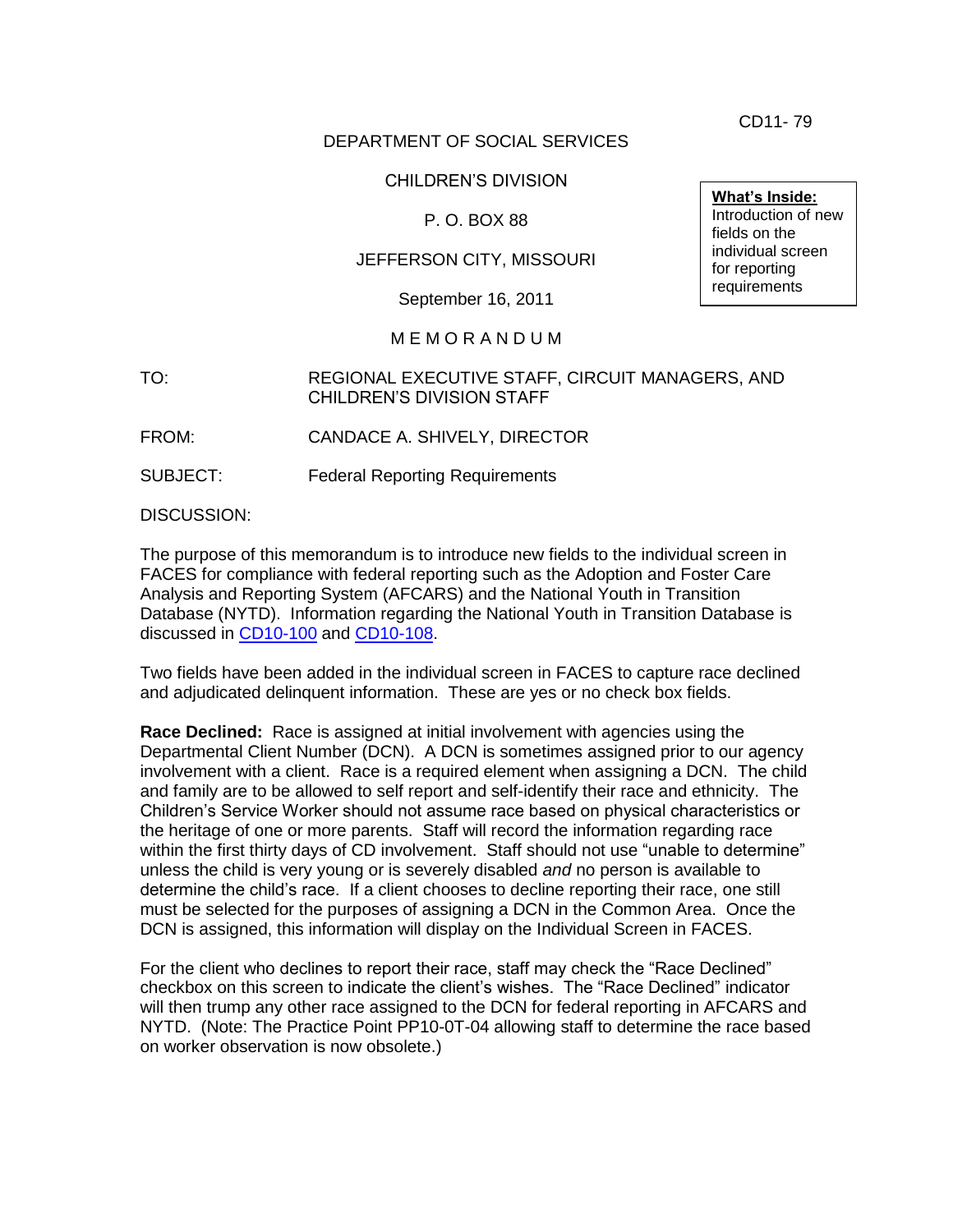CD11- 79

DEPARTMENT OF SOCIAL SERVICES

CHILDREN'S DIVISION

P. O. BOX 88

JEFFERSON CITY, MISSOURI

September 16, 2011

**What's Inside:**
Introduction of new fields on the individual screen for reporting requirements

M E M O R A N D U M

TO: REGIONAL EXECUTIVE STAFF, CIRCUIT MANAGERS, AND CHILDREN'S DIVISION STAFF

FROM: CANDACE A. SHIVELY, DIRECTOR

SUBJECT: Federal Reporting Requirements

DISCUSSION:

The purpose of this memorandum is to introduce new fields to the individual screen in FACES for compliance with federal reporting such as the Adoption and Foster Care Analysis and Reporting System (AFCARS) and the National Youth in Transition Database (NYTD). Information regarding the National Youth in Transition Database is discussed in CD10-100 and CD10-108.

Two fields have been added in the individual screen in FACES to capture race declined and adjudicated delinquent information. These are yes or no check box fields.

**Race Declined:** Race is assigned at initial involvement with agencies using the Departmental Client Number (DCN). A DCN is sometimes assigned prior to our agency involvement with a client. Race is a required element when assigning a DCN. The child and family are to be allowed to self report and self-identify their race and ethnicity. The Children's Service Worker should not assume race based on physical characteristics or the heritage of one or more parents. Staff will record the information regarding race within the first thirty days of CD involvement. Staff should not use "unable to determine" unless the child is very young or is severely disabled *and* no person is available to determine the child's race. If a client chooses to decline reporting their race, one still must be selected for the purposes of assigning a DCN in the Common Area. Once the DCN is assigned, this information will display on the Individual Screen in FACES.

For the client who declines to report their race, staff may check the "Race Declined" checkbox on this screen to indicate the client's wishes. The "Race Declined" indicator will then trump any other race assigned to the DCN for federal reporting in AFCARS and NYTD. (Note: The Practice Point PP10-0T-04 allowing staff to determine the race based on worker observation is now obsolete.)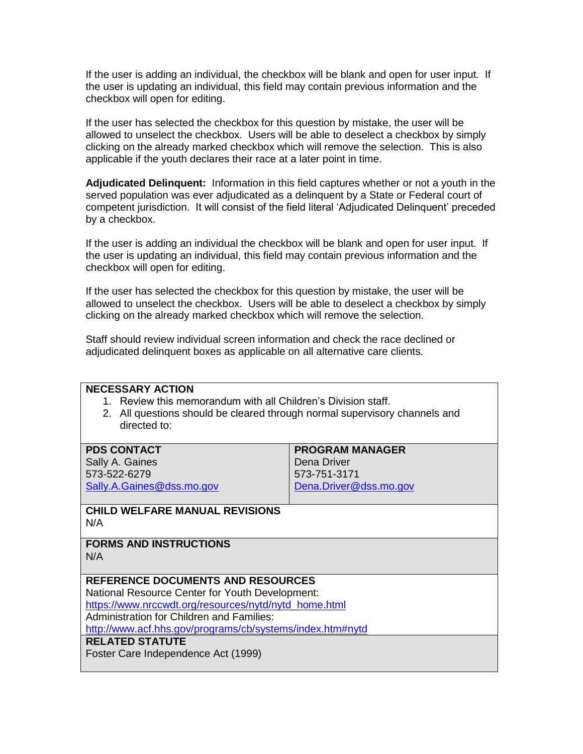If the user is adding an individual, the checkbox will be blank and open for user input. If the user is updating an individual, this field may contain previous information and the checkbox will open for editing.

If the user has selected the checkbox for this question by mistake, the user will be allowed to unselect the checkbox. Users will be able to deselect a checkbox by simply clicking on the already marked checkbox which will remove the selection. This is also applicable if the youth declares their race at a later point in time.

**Adjudicated Delinquent:** Information in this field captures whether or not a youth in the served population was ever adjudicated as a delinquent by a State or Federal court of competent jurisdiction. It will consist of the field literal 'Adjudicated Delinquent' preceded by a checkbox.

If the user is adding an individual the checkbox will be blank and open for user input. If the user is updating an individual, this field may contain previous information and the checkbox will open for editing.

If the user has selected the checkbox for this question by mistake, the user will be allowed to unselect the checkbox. Users will be able to deselect a checkbox by simply clicking on the already marked checkbox which will remove the selection.

Staff should review individual screen information and check the race declined or adjudicated delinquent boxes as applicable on all alternative care clients.

**NECESSARY ACTION**

1. Review this memorandum with all Children's Division staff.
2. All questions should be cleared through normal supervisory channels and directed to:

| **PDS CONTACT** | **PROGRAM MANAGER** |
|---|---|
| Sally A. Gaines<br>573-522-6279<br>Sally.A.Gaines@dss.mo.gov | Dena Driver<br>573-751-3171<br>Dena.Driver@dss.mo.gov |

**CHILD WELFARE MANUAL REVISIONS**

N/A

**FORMS AND INSTRUCTIONS**

N/A

**REFERENCE DOCUMENTS AND RESOURCES**

National Resource Center for Youth Development:
https://www.nrccwdt.org/resources/nytd/nytd_home.html
Administration for Children and Families:
http://www.acf.hhs.gov/programs/cb/systems/index.htm#nytd

**RELATED STATUTE**

Foster Care Independence Act (1999)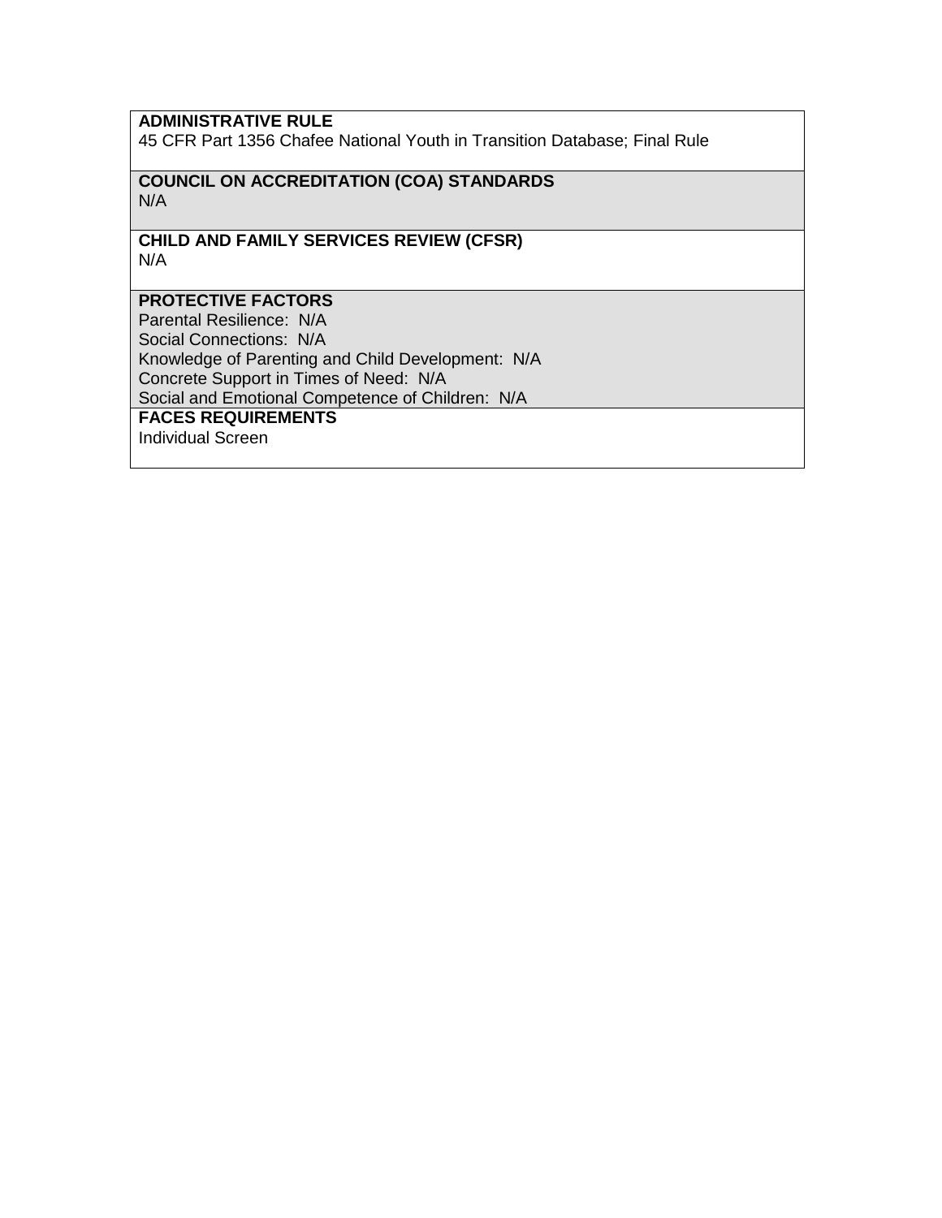**ADMINISTRATIVE RULE**
45 CFR Part 1356 Chafee National Youth in Transition Database; Final Rule

**COUNCIL ON ACCREDITATION (COA) STANDARDS**
N/A

**CHILD AND FAMILY SERVICES REVIEW (CFSR)**
N/A

**PROTECTIVE FACTORS**
Parental Resilience: N/A
Social Connections: N/A
Knowledge of Parenting and Child Development: N/A
Concrete Support in Times of Need: N/A
Social and Emotional Competence of Children: N/A

**FACES REQUIREMENTS**
Individual Screen